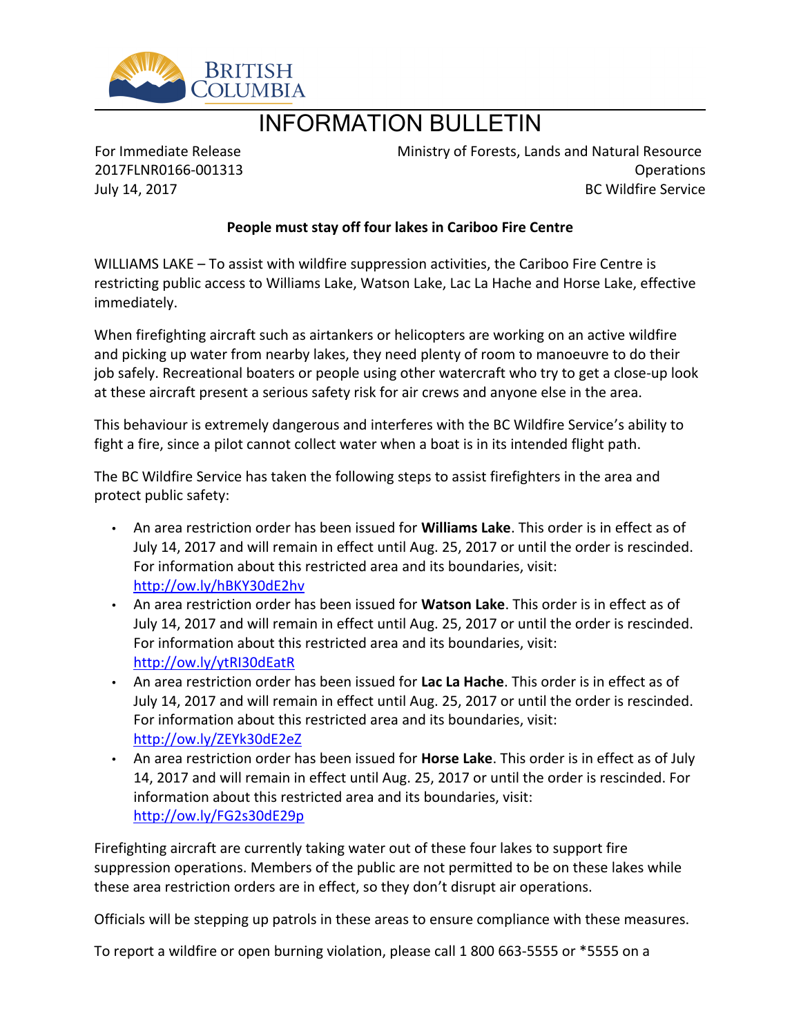BRITISH COLUMBIA

# INFORMATION BULLETIN

For Immediate Release
2017FLNR0166-001313
July 14, 2017

Ministry of Forests, Lands and Natural Resource Operations
BC Wildfire Service

**People must stay off four lakes in Cariboo Fire Centre**

WILLIAMS LAKE – To assist with wildfire suppression activities, the Cariboo Fire Centre is restricting public access to Williams Lake, Watson Lake, Lac La Hache and Horse Lake, effective immediately.

When firefighting aircraft such as airtankers or helicopters are working on an active wildfire and picking up water from nearby lakes, they need plenty of room to manoeuvre to do their job safely. Recreational boaters or people using other watercraft who try to get a close-up look at these aircraft present a serious safety risk for air crews and anyone else in the area.

This behaviour is extremely dangerous and interferes with the BC Wildfire Service's ability to fight a fire, since a pilot cannot collect water when a boat is in its intended flight path.

The BC Wildfire Service has taken the following steps to assist firefighters in the area and protect public safety:

- An area restriction order has been issued for **Williams Lake**. This order is in effect as of July 14, 2017 and will remain in effect until Aug. 25, 2017 or until the order is rescinded. For information about this restricted area and its boundaries, visit: http://ow.ly/hBKY30dE2hv
- An area restriction order has been issued for **Watson Lake**. This order is in effect as of July 14, 2017 and will remain in effect until Aug. 25, 2017 or until the order is rescinded. For information about this restricted area and its boundaries, visit: http://ow.ly/ytRI30dEatR
- An area restriction order has been issued for **Lac La Hache**. This order is in effect as of July 14, 2017 and will remain in effect until Aug. 25, 2017 or until the order is rescinded. For information about this restricted area and its boundaries, visit: http://ow.ly/ZEYk30dE2eZ
- An area restriction order has been issued for **Horse Lake**. This order is in effect as of July 14, 2017 and will remain in effect until Aug. 25, 2017 or until the order is rescinded. For information about this restricted area and its boundaries, visit: http://ow.ly/FG2s30dE29p

Firefighting aircraft are currently taking water out of these four lakes to support fire suppression operations. Members of the public are not permitted to be on these lakes while these area restriction orders are in effect, so they don't disrupt air operations.

Officials will be stepping up patrols in these areas to ensure compliance with these measures.

To report a wildfire or open burning violation, please call 1 800 663-5555 or *5555 on a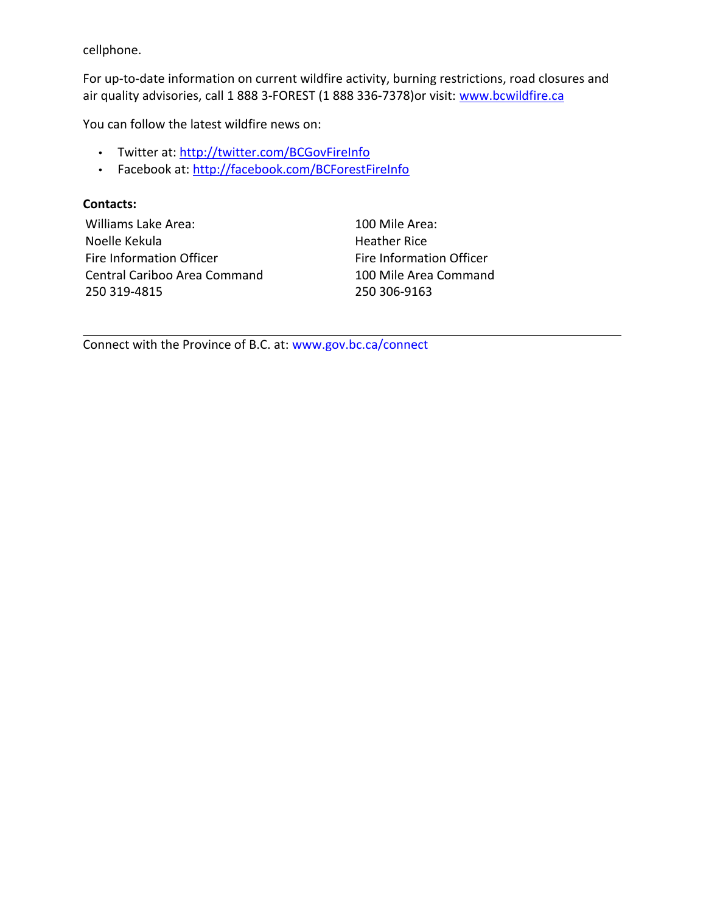cellphone.

For up-to-date information on current wildfire activity, burning restrictions, road closures and air quality advisories, call 1 888 3-FOREST (1 888 336-7378)or visit: www.bcwildfire.ca

You can follow the latest wildfire news on:

- Twitter at: http://twitter.com/BCGovFireInfo
- Facebook at: http://facebook.com/BCForestFireInfo

**Contacts:**

Williams Lake Area:
Noelle Kekula
Fire Information Officer
Central Cariboo Area Command
250 319-4815

100 Mile Area:
Heather Rice
Fire Information Officer
100 Mile Area Command
250 306-9163

---

Connect with the Province of B.C. at: www.gov.bc.ca/connect